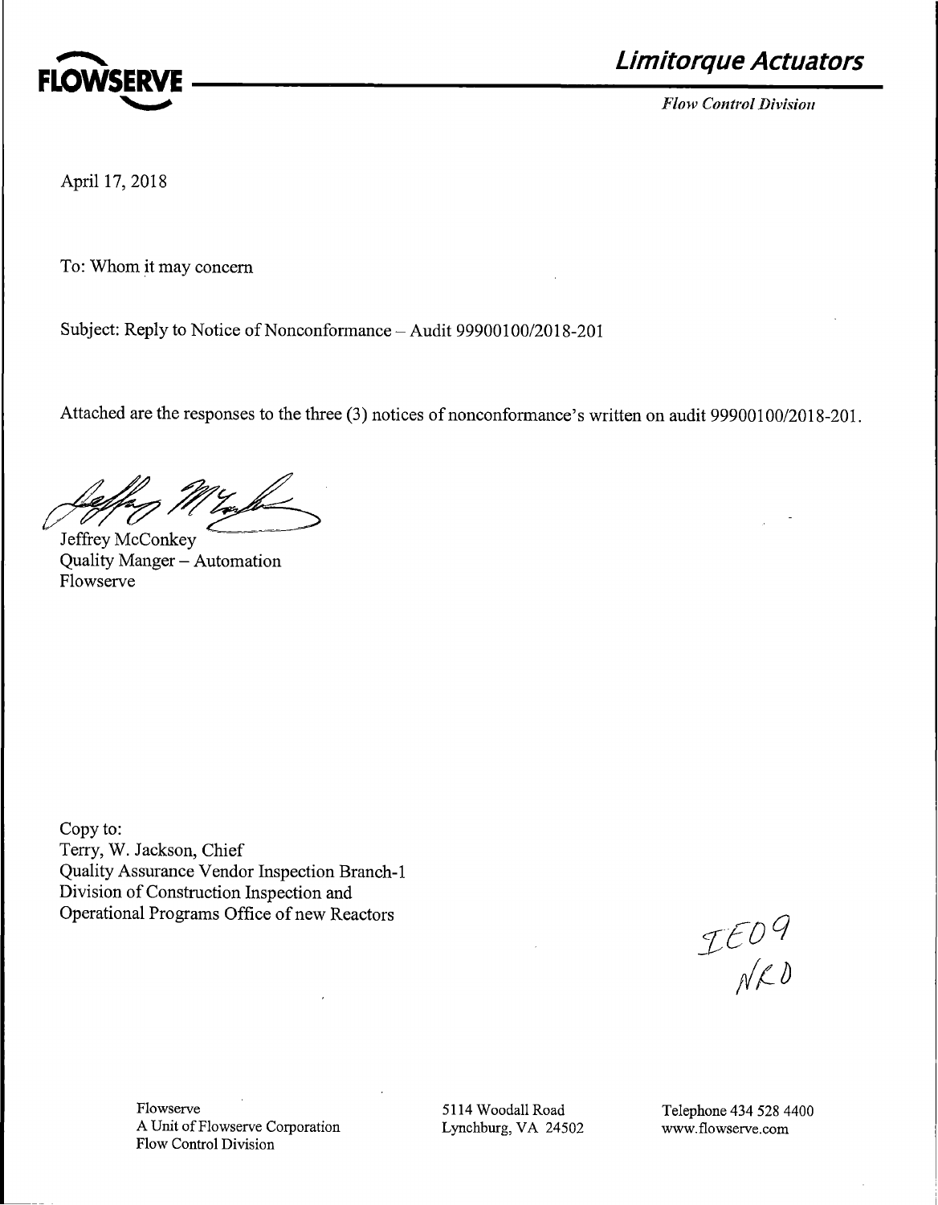**FLOWSERVE**

## *Limitorque Actuators*

*Flow Control Division*

April 17, 2018

To: Whom it may concern

Subject: Reply to Notice of Nonconformance – Audit 99900100/2018-201

Attached are the responses to the three (3) notices of nonconformance's written on audit 99900100/2018-201.

Jeffrey McConkey
Quality Manger – Automation
Flowserve

Copy to:
Terry, W. Jackson, Chief
Quality Assurance Vendor Inspection Branch-1
Division of Construction Inspection and
Operational Programs Office of new Reactors

IE09
NRO

Flowserve
A Unit of Flowserve Corporation
Flow Control Division

5114 Woodall Road
Lynchburg, VA 24502

Telephone 434 528 4400
www.flowserve.com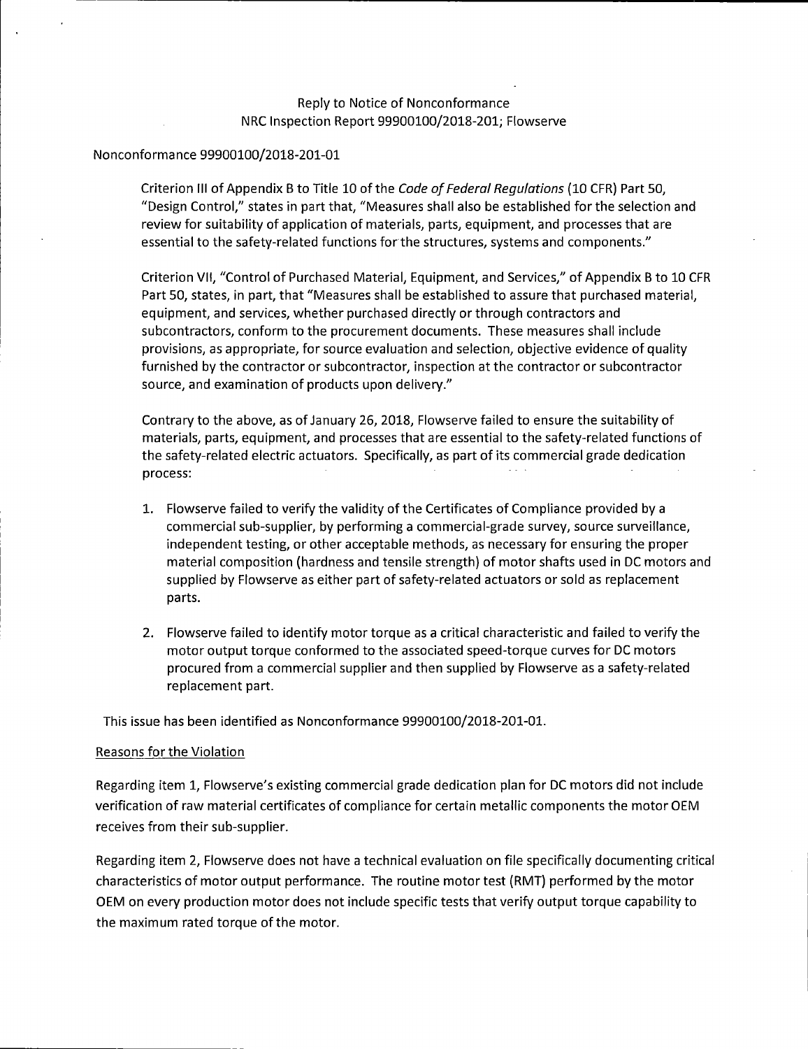Reply to Notice of Nonconformance
NRC Inspection Report 99900100/2018-201; Flowserve

Nonconformance 99900100/2018-201-01

> Criterion III of Appendix B to Title 10 of the *Code of Federal Regulations* (10 CFR) Part 50, "Design Control," states in part that, "Measures shall also be established for the selection and review for suitability of application of materials, parts, equipment, and processes that are essential to the safety-related functions for the structures, systems and components."
>
> Criterion VII, "Control of Purchased Material, Equipment, and Services," of Appendix B to 10 CFR Part 50, states, in part, that "Measures shall be established to assure that purchased material, equipment, and services, whether purchased directly or through contractors and subcontractors, conform to the procurement documents. These measures shall include provisions, as appropriate, for source evaluation and selection, objective evidence of quality furnished by the contractor or subcontractor, inspection at the contractor or subcontractor source, and examination of products upon delivery."
>
> Contrary to the above, as of January 26, 2018, Flowserve failed to ensure the suitability of materials, parts, equipment, and processes that are essential to the safety-related functions of the safety-related electric actuators. Specifically, as part of its commercial grade dedication process:
>
> 1. Flowserve failed to verify the validity of the Certificates of Compliance provided by a commercial sub-supplier, by performing a commercial-grade survey, source surveillance, independent testing, or other acceptable methods, as necessary for ensuring the proper material composition (hardness and tensile strength) of motor shafts used in DC motors and supplied by Flowserve as either part of safety-related actuators or sold as replacement parts.
> 2. Flowserve failed to identify motor torque as a critical characteristic and failed to verify the motor output torque conformed to the associated speed-torque curves for DC motors procured from a commercial supplier and then supplied by Flowserve as a safety-related replacement part.

This issue has been identified as Nonconformance 99900100/2018-201-01.

Reasons for the Violation

Regarding item 1, Flowserve's existing commercial grade dedication plan for DC motors did not include verification of raw material certificates of compliance for certain metallic components the motor OEM receives from their sub-supplier.

Regarding item 2, Flowserve does not have a technical evaluation on file specifically documenting critical characteristics of motor output performance. The routine motor test (RMT) performed by the motor OEM on every production motor does not include specific tests that verify output torque capability to the maximum rated torque of the motor.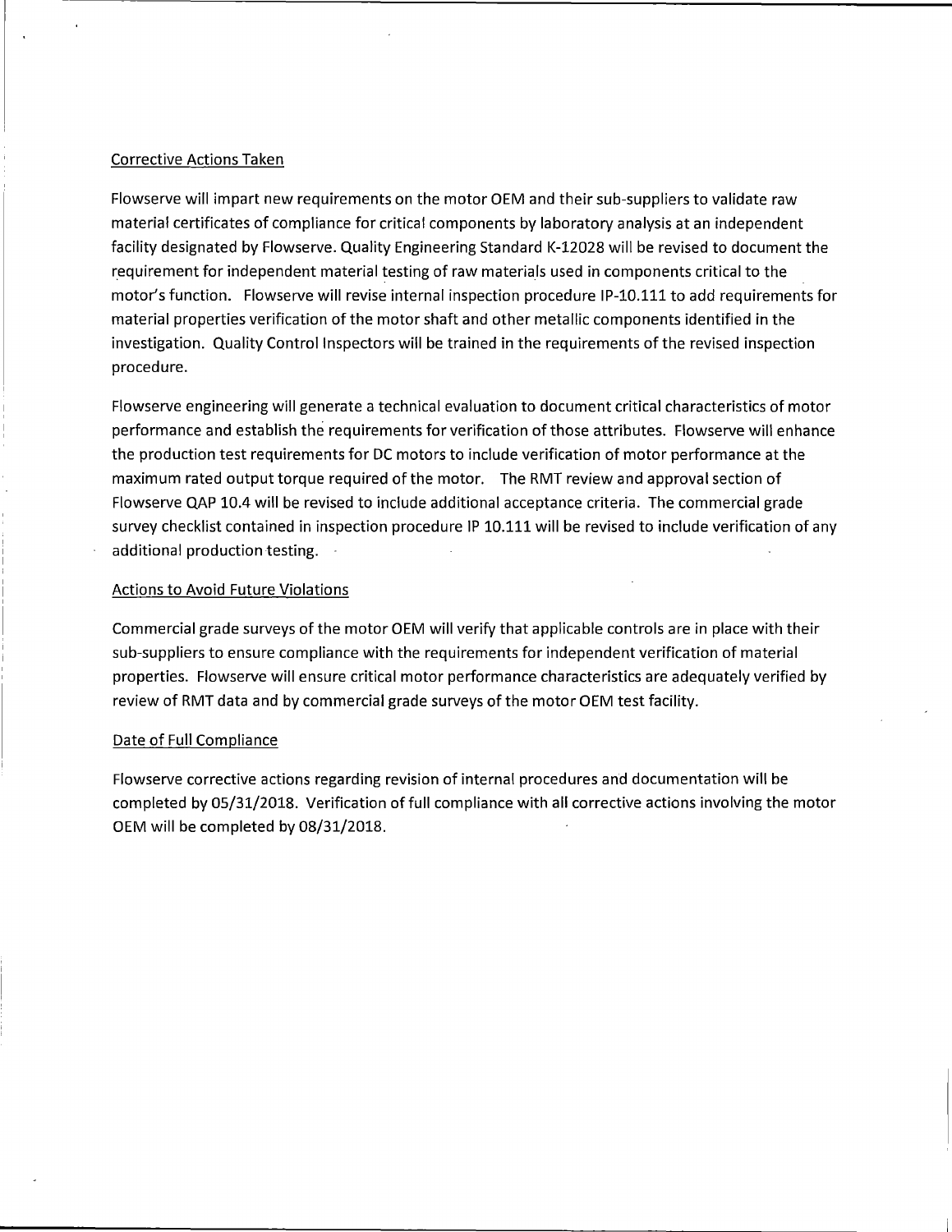## Corrective Actions Taken

Flowserve will impart new requirements on the motor OEM and their sub-suppliers to validate raw material certificates of compliance for critical components by laboratory analysis at an independent facility designated by Flowserve. Quality Engineering Standard K-12028 will be revised to document the requirement for independent material testing of raw materials used in components critical to the motor's function. Flowserve will revise internal inspection procedure IP-10.111 to add requirements for material properties verification of the motor shaft and other metallic components identified in the investigation. Quality Control Inspectors will be trained in the requirements of the revised inspection procedure.

Flowserve engineering will generate a technical evaluation to document critical characteristics of motor performance and establish the requirements for verification of those attributes. Flowserve will enhance the production test requirements for DC motors to include verification of motor performance at the maximum rated output torque required of the motor. The RMT review and approval section of Flowserve QAP 10.4 will be revised to include additional acceptance criteria. The commercial grade survey checklist contained in inspection procedure IP 10.111 will be revised to include verification of any additional production testing.

## Actions to Avoid Future Violations

Commercial grade surveys of the motor OEM will verify that applicable controls are in place with their sub-suppliers to ensure compliance with the requirements for independent verification of material properties. Flowserve will ensure critical motor performance characteristics are adequately verified by review of RMT data and by commercial grade surveys of the motor OEM test facility.

## Date of Full Compliance

Flowserve corrective actions regarding revision of internal procedures and documentation will be completed by 05/31/2018. Verification of full compliance with all corrective actions involving the motor OEM will be completed by 08/31/2018.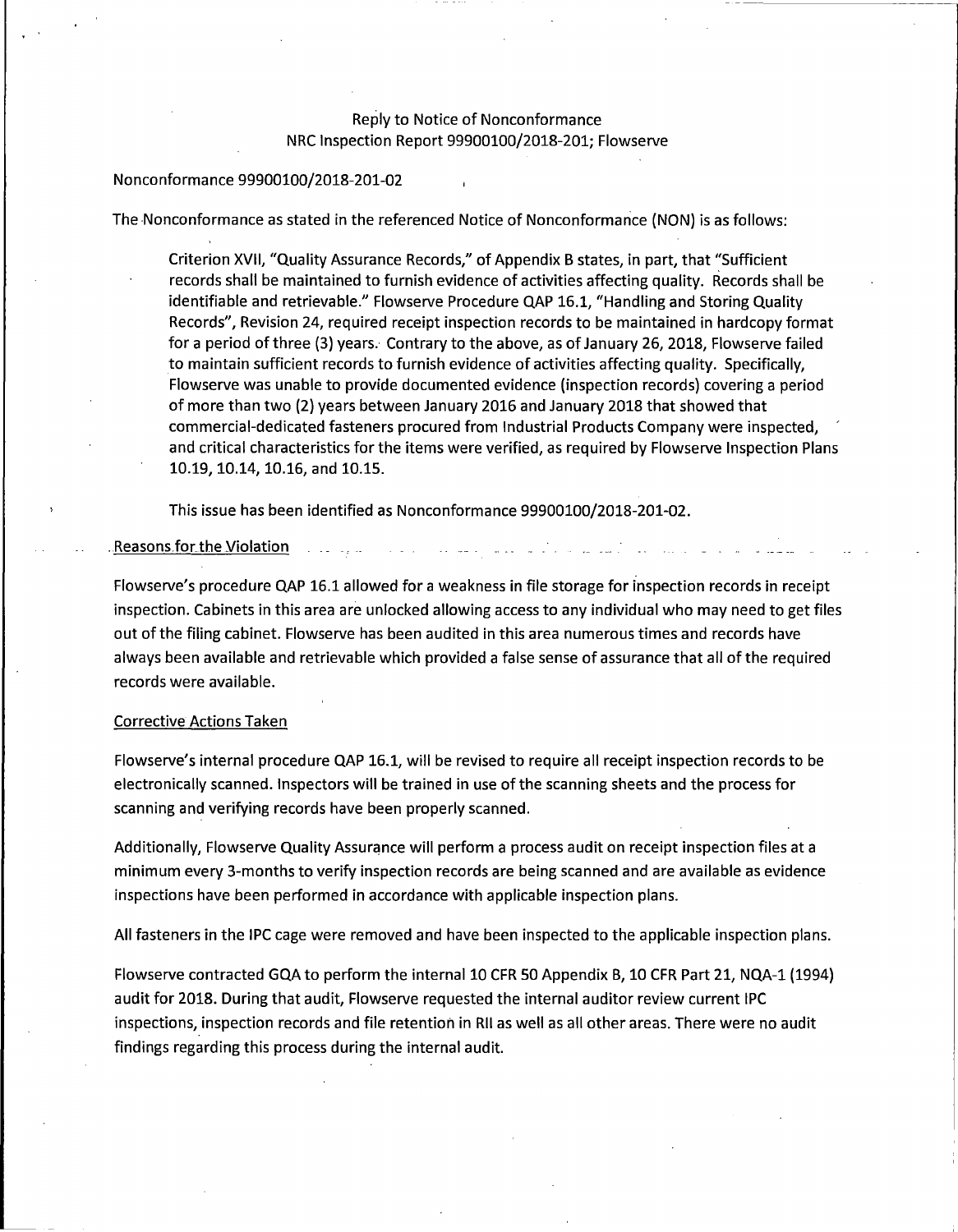Reply to Notice of Nonconformance
NRC Inspection Report 99900100/2018-201; Flowserve

Nonconformance 99900100/2018-201-02

The Nonconformance as stated in the referenced Notice of Nonconformance (NON) is as follows:

> Criterion XVII, "Quality Assurance Records," of Appendix B states, in part, that "Sufficient records shall be maintained to furnish evidence of activities affecting quality. Records shall be identifiable and retrievable." Flowserve Procedure QAP 16.1, "Handling and Storing Quality Records", Revision 24, required receipt inspection records to be maintained in hardcopy format for a period of three (3) years. Contrary to the above, as of January 26, 2018, Flowserve failed to maintain sufficient records to furnish evidence of activities affecting quality. Specifically, Flowserve was unable to provide documented evidence (inspection records) covering a period of more than two (2) years between January 2016 and January 2018 that showed that commercial-dedicated fasteners procured from Industrial Products Company were inspected, and critical characteristics for the items were verified, as required by Flowserve Inspection Plans 10.19, 10.14, 10.16, and 10.15.
>
> This issue has been identified as Nonconformance 99900100/2018-201-02.

Reasons for the Violation

Flowserve's procedure QAP 16.1 allowed for a weakness in file storage for inspection records in receipt inspection. Cabinets in this area are unlocked allowing access to any individual who may need to get files out of the filing cabinet. Flowserve has been audited in this area numerous times and records have always been available and retrievable which provided a false sense of assurance that all of the required records were available.

Corrective Actions Taken

Flowserve's internal procedure QAP 16.1, will be revised to require all receipt inspection records to be electronically scanned. Inspectors will be trained in use of the scanning sheets and the process for scanning and verifying records have been properly scanned.

Additionally, Flowserve Quality Assurance will perform a process audit on receipt inspection files at a minimum every 3-months to verify inspection records are being scanned and are available as evidence inspections have been performed in accordance with applicable inspection plans.

All fasteners in the IPC cage were removed and have been inspected to the applicable inspection plans.

Flowserve contracted GQA to perform the internal 10 CFR 50 Appendix B, 10 CFR Part 21, NQA-1 (1994) audit for 2018. During that audit, Flowserve requested the internal auditor review current IPC inspections, inspection records and file retention in RII as well as all other areas. There were no audit findings regarding this process during the internal audit.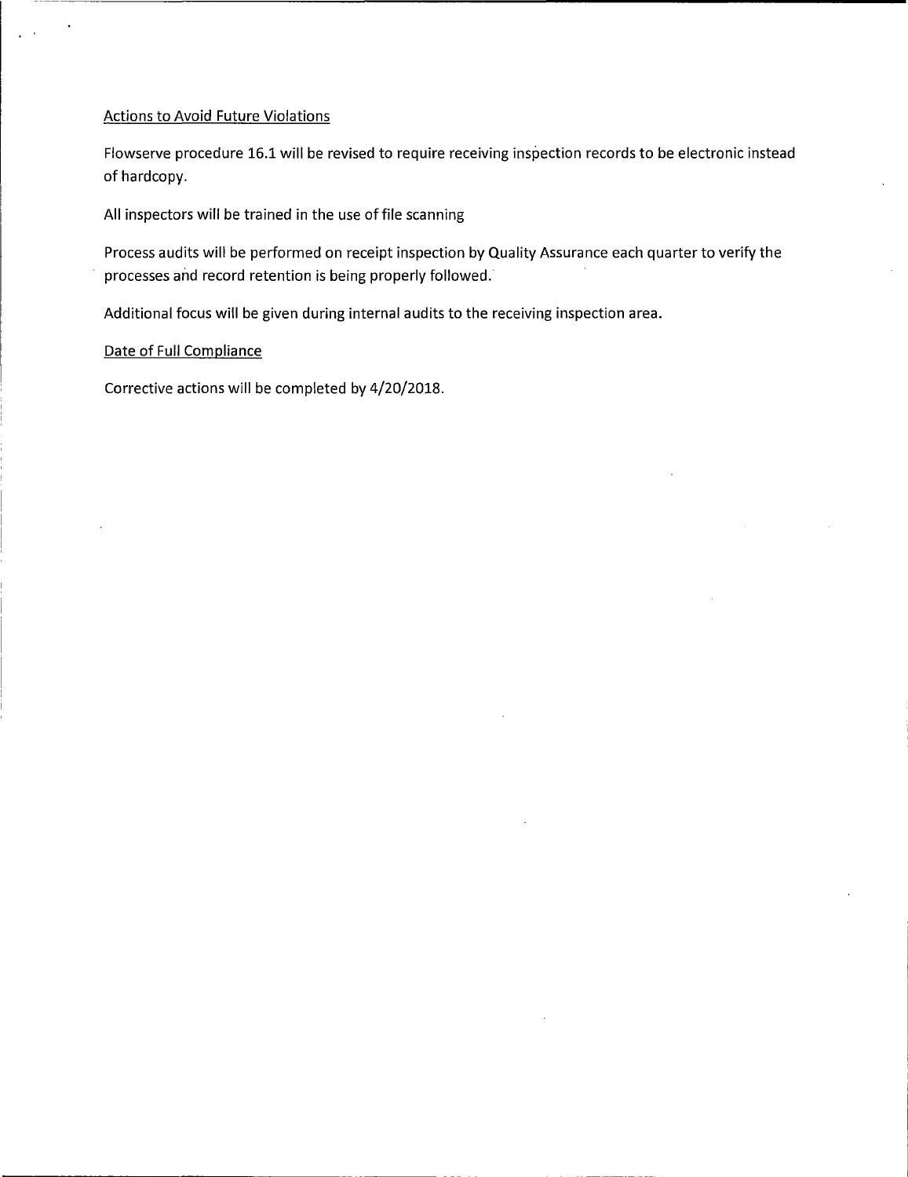## Actions to Avoid Future Violations

Flowserve procedure 16.1 will be revised to require receiving inspection records to be electronic instead of hardcopy.

All inspectors will be trained in the use of file scanning

Process audits will be performed on receipt inspection by Quality Assurance each quarter to verify the processes and record retention is being properly followed.

Additional focus will be given during internal audits to the receiving inspection area.

## Date of Full Compliance

Corrective actions will be completed by 4/20/2018.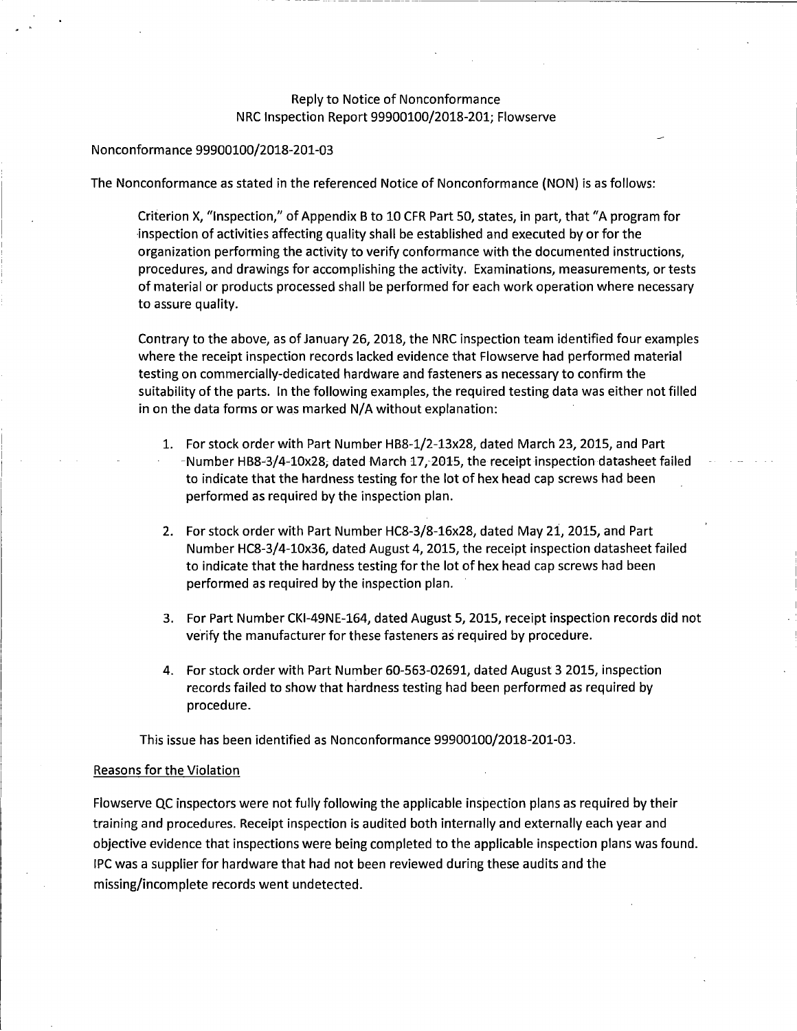Reply to Notice of Nonconformance
NRC Inspection Report 99900100/2018-201; Flowserve

Nonconformance 99900100/2018-201-03

The Nonconformance as stated in the referenced Notice of Nonconformance (NON) is as follows:

> Criterion X, "Inspection," of Appendix B to 10 CFR Part 50, states, in part, that "A program for inspection of activities affecting quality shall be established and executed by or for the organization performing the activity to verify conformance with the documented instructions, procedures, and drawings for accomplishing the activity. Examinations, measurements, or tests of material or products processed shall be performed for each work operation where necessary to assure quality.
>
> Contrary to the above, as of January 26, 2018, the NRC inspection team identified four examples where the receipt inspection records lacked evidence that Flowserve had performed material testing on commercially-dedicated hardware and fasteners as necessary to confirm the suitability of the parts. In the following examples, the required testing data was either not filled in on the data forms or was marked N/A without explanation:
>
> 1. For stock order with Part Number HB8-1/2-13x28, dated March 23, 2015, and Part Number HB8-3/4-10x28, dated March 17, 2015, the receipt inspection datasheet failed to indicate that the hardness testing for the lot of hex head cap screws had been performed as required by the inspection plan.
> 2. For stock order with Part Number HC8-3/8-16x28, dated May 21, 2015, and Part Number HC8-3/4-10x36, dated August 4, 2015, the receipt inspection datasheet failed to indicate that the hardness testing for the lot of hex head cap screws had been performed as required by the inspection plan.
> 3. For Part Number CKI-49NE-164, dated August 5, 2015, receipt inspection records did not verify the manufacturer for these fasteners as required by procedure.
> 4. For stock order with Part Number 60-563-02691, dated August 3 2015, inspection records failed to show that hardness testing had been performed as required by procedure.
>
> This issue has been identified as Nonconformance 99900100/2018-201-03.

Reasons for the Violation

Flowserve QC inspectors were not fully following the applicable inspection plans as required by their training and procedures. Receipt inspection is audited both internally and externally each year and objective evidence that inspections were being completed to the applicable inspection plans was found. IPC was a supplier for hardware that had not been reviewed during these audits and the missing/incomplete records went undetected.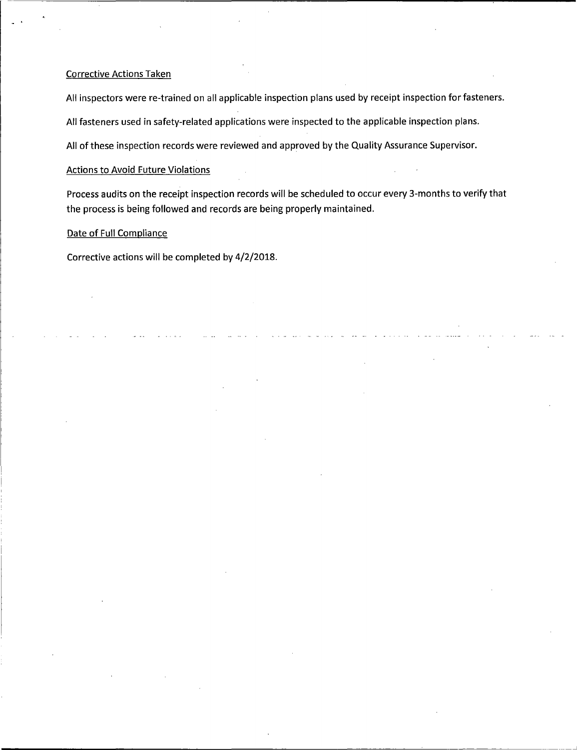<u>Corrective Actions Taken</u>

All inspectors were re-trained on all applicable inspection plans used by receipt inspection for fasteners.

All fasteners used in safety-related applications were inspected to the applicable inspection plans.

All of these inspection records were reviewed and approved by the Quality Assurance Supervisor.

<u>Actions to Avoid Future Violations</u>

Process audits on the receipt inspection records will be scheduled to occur every 3-months to verify that the process is being followed and records are being properly maintained.

<u>Date of Full Compliance</u>

Corrective actions will be completed by 4/2/2018.